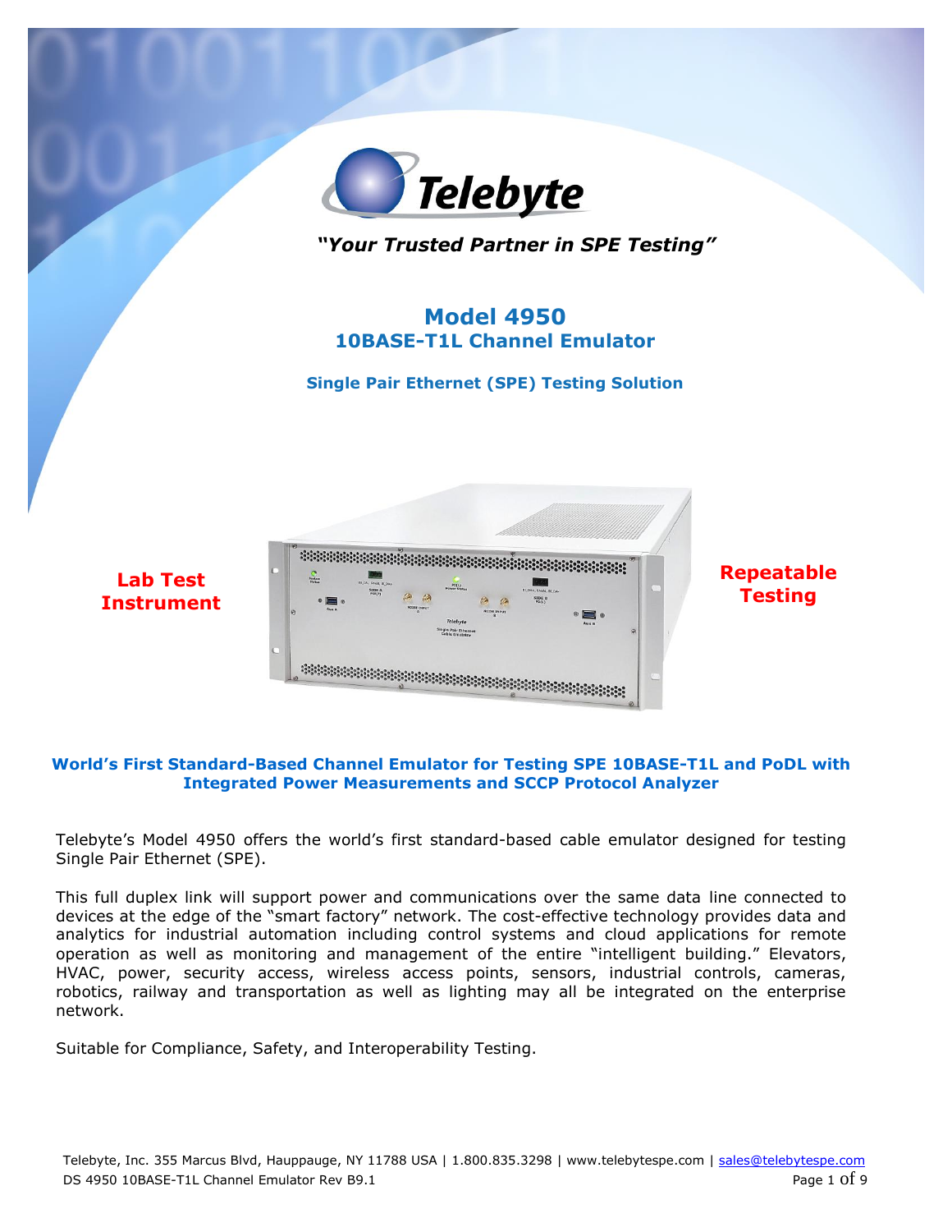*"Your Trusted Partner in SPE Testing"*

# Model 4950
## 10BASE-T1L Channel Emulator

### Single Pair Ethernet (SPE) Testing Solution

**Lab Test Instrument**

**Repeatable Testing**

### World's First Standard-Based Channel Emulator for Testing SPE 10BASE-T1L and PoDL with Integrated Power Measurements and SCCP Protocol Analyzer

Telebyte's Model 4950 offers the world's first standard-based cable emulator designed for testing Single Pair Ethernet (SPE).

This full duplex link will support power and communications over the same data line connected to devices at the edge of the "smart factory" network. The cost-effective technology provides data and analytics for industrial automation including control systems and cloud applications for remote operation as well as monitoring and management of the entire "intelligent building." Elevators, HVAC, power, security access, wireless access points, sensors, industrial controls, cameras, robotics, railway and transportation as well as lighting may all be integrated on the enterprise network.

Suitable for Compliance, Safety, and Interoperability Testing.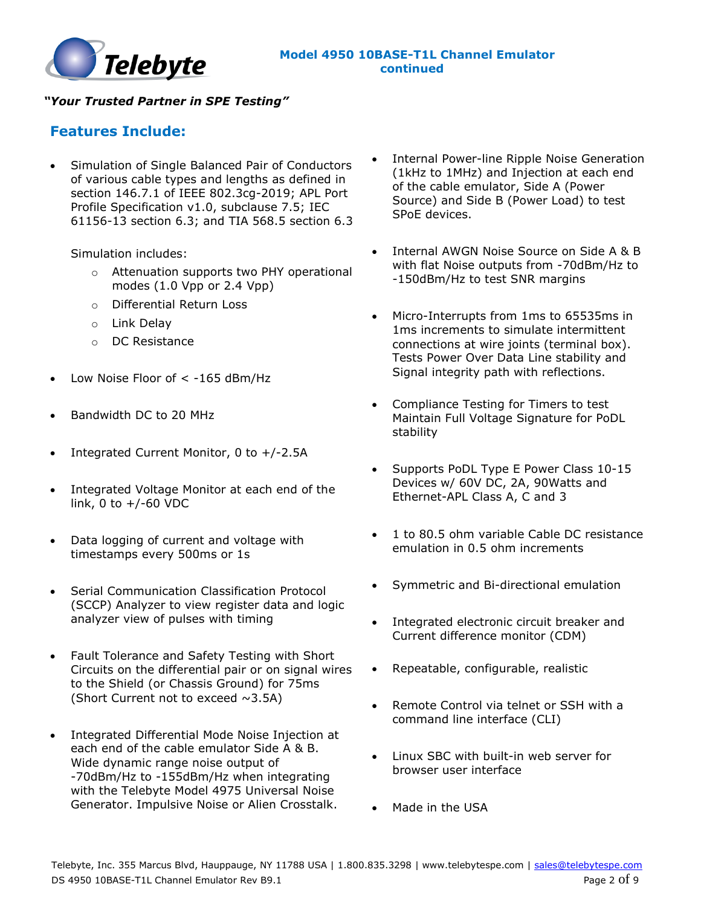*"Your Trusted Partner in SPE Testing"*

## Features Include:

- Simulation of Single Balanced Pair of Conductors of various cable types and lengths as defined in section 146.7.1 of IEEE 802.3cg-2019; APL Port Profile Specification v1.0, subclause 7.5; IEC 61156-13 section 6.3; and TIA 568.5 section 6.3

  Simulation includes:
  - Attenuation supports two PHY operational modes (1.0 Vpp or 2.4 Vpp)
  - Differential Return Loss
  - Link Delay
  - DC Resistance
- Low Noise Floor of < -165 dBm/Hz
- Bandwidth DC to 20 MHz
- Integrated Current Monitor, 0 to +/-2.5A
- Integrated Voltage Monitor at each end of the link, 0 to +/-60 VDC
- Data logging of current and voltage with timestamps every 500ms or 1s
- Serial Communication Classification Protocol (SCCP) Analyzer to view register data and logic analyzer view of pulses with timing
- Fault Tolerance and Safety Testing with Short Circuits on the differential pair or on signal wires to the Shield (or Chassis Ground) for 75ms (Short Current not to exceed ~3.5A)
- Integrated Differential Mode Noise Injection at each end of the cable emulator Side A & B. Wide dynamic range noise output of -70dBm/Hz to -155dBm/Hz when integrating with the Telebyte Model 4975 Universal Noise Generator. Impulsive Noise or Alien Crosstalk.
- Internal Power-line Ripple Noise Generation (1kHz to 1MHz) and Injection at each end of the cable emulator, Side A (Power Source) and Side B (Power Load) to test SPoE devices.
- Internal AWGN Noise Source on Side A & B with flat Noise outputs from -70dBm/Hz to -150dBm/Hz to test SNR margins
- Micro-Interrupts from 1ms to 65535ms in 1ms increments to simulate intermittent connections at wire joints (terminal box). Tests Power Over Data Line stability and Signal integrity path with reflections.
- Compliance Testing for Timers to test Maintain Full Voltage Signature for PoDL stability
- Supports PoDL Type E Power Class 10-15 Devices w/ 60V DC, 2A, 90Watts and Ethernet-APL Class A, C and 3
- 1 to 80.5 ohm variable Cable DC resistance emulation in 0.5 ohm increments
- Symmetric and Bi-directional emulation
- Integrated electronic circuit breaker and Current difference monitor (CDM)
- Repeatable, configurable, realistic
- Remote Control via telnet or SSH with a command line interface (CLI)
- Linux SBC with built-in web server for browser user interface
- Made in the USA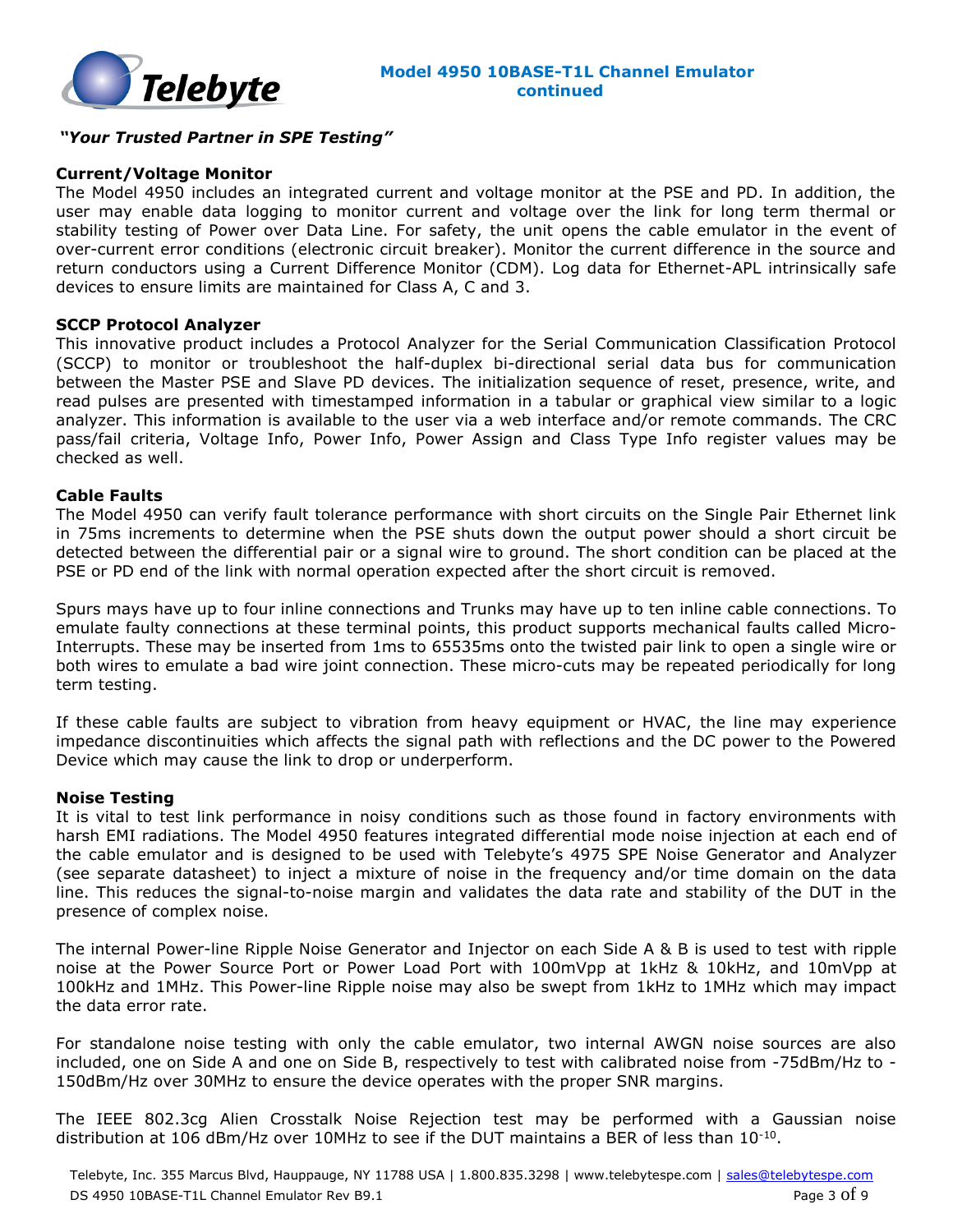*"Your Trusted Partner in SPE Testing"*

## Current/Voltage Monitor

The Model 4950 includes an integrated current and voltage monitor at the PSE and PD. In addition, the user may enable data logging to monitor current and voltage over the link for long term thermal or stability testing of Power over Data Line. For safety, the unit opens the cable emulator in the event of over-current error conditions (electronic circuit breaker). Monitor the current difference in the source and return conductors using a Current Difference Monitor (CDM). Log data for Ethernet-APL intrinsically safe devices to ensure limits are maintained for Class A, C and 3.

## SCCP Protocol Analyzer

This innovative product includes a Protocol Analyzer for the Serial Communication Classification Protocol (SCCP) to monitor or troubleshoot the half-duplex bi-directional serial data bus for communication between the Master PSE and Slave PD devices. The initialization sequence of reset, presence, write, and read pulses are presented with timestamped information in a tabular or graphical view similar to a logic analyzer. This information is available to the user via a web interface and/or remote commands. The CRC pass/fail criteria, Voltage Info, Power Info, Power Assign and Class Type Info register values may be checked as well.

## Cable Faults

The Model 4950 can verify fault tolerance performance with short circuits on the Single Pair Ethernet link in 75ms increments to determine when the PSE shuts down the output power should a short circuit be detected between the differential pair or a signal wire to ground. The short condition can be placed at the PSE or PD end of the link with normal operation expected after the short circuit is removed.

Spurs mays have up to four inline connections and Trunks may have up to ten inline cable connections. To emulate faulty connections at these terminal points, this product supports mechanical faults called Micro-Interrupts. These may be inserted from 1ms to 65535ms onto the twisted pair link to open a single wire or both wires to emulate a bad wire joint connection. These micro-cuts may be repeated periodically for long term testing.

If these cable faults are subject to vibration from heavy equipment or HVAC, the line may experience impedance discontinuities which affects the signal path with reflections and the DC power to the Powered Device which may cause the link to drop or underperform.

## Noise Testing

It is vital to test link performance in noisy conditions such as those found in factory environments with harsh EMI radiations. The Model 4950 features integrated differential mode noise injection at each end of the cable emulator and is designed to be used with Telebyte's 4975 SPE Noise Generator and Analyzer (see separate datasheet) to inject a mixture of noise in the frequency and/or time domain on the data line. This reduces the signal-to-noise margin and validates the data rate and stability of the DUT in the presence of complex noise.

The internal Power-line Ripple Noise Generator and Injector on each Side A & B is used to test with ripple noise at the Power Source Port or Power Load Port with 100mVpp at 1kHz & 10kHz, and 10mVpp at 100kHz and 1MHz. This Power-line Ripple noise may also be swept from 1kHz to 1MHz which may impact the data error rate.

For standalone noise testing with only the cable emulator, two internal AWGN noise sources are also included, one on Side A and one on Side B, respectively to test with calibrated noise from -75dBm/Hz to -150dBm/Hz over 30MHz to ensure the device operates with the proper SNR margins.

The IEEE 802.3cg Alien Crosstalk Noise Rejection test may be performed with a Gaussian noise distribution at 106 dBm/Hz over 10MHz to see if the DUT maintains a BER of less than $10^{-10}$.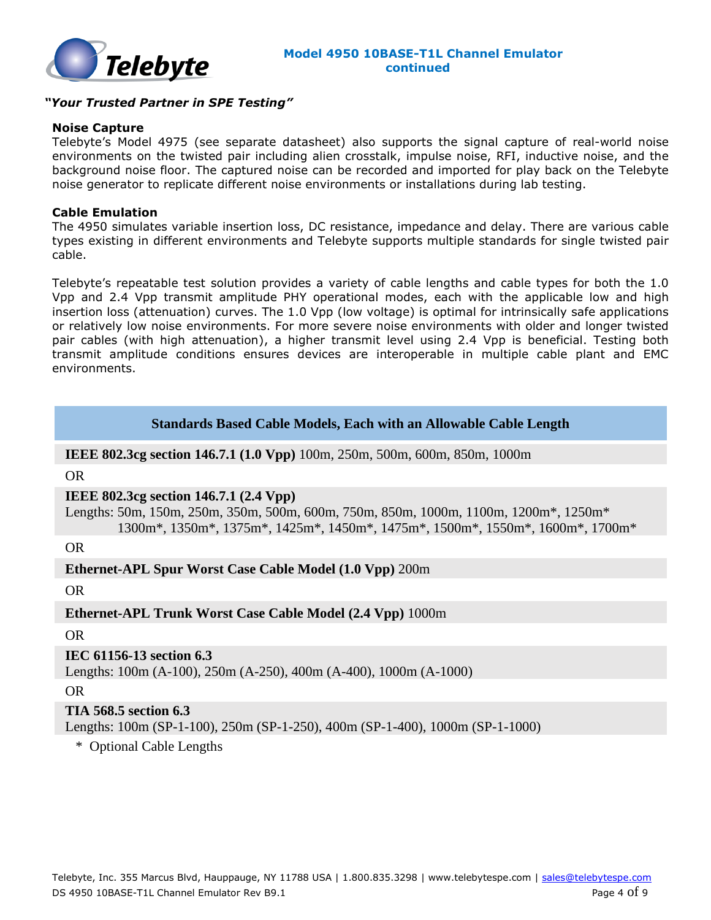*"Your Trusted Partner in SPE Testing"*

**Noise Capture**

Telebyte's Model 4975 (see separate datasheet) also supports the signal capture of real-world noise environments on the twisted pair including alien crosstalk, impulse noise, RFI, inductive noise, and the background noise floor. The captured noise can be recorded and imported for play back on the Telebyte noise generator to replicate different noise environments or installations during lab testing.

**Cable Emulation**

The 4950 simulates variable insertion loss, DC resistance, impedance and delay. There are various cable types existing in different environments and Telebyte supports multiple standards for single twisted pair cable.

Telebyte's repeatable test solution provides a variety of cable lengths and cable types for both the 1.0 Vpp and 2.4 Vpp transmit amplitude PHY operational modes, each with the applicable low and high insertion loss (attenuation) curves. The 1.0 Vpp (low voltage) is optimal for intrinsically safe applications or relatively low noise environments. For more severe noise environments with older and longer twisted pair cables (with high attenuation), a higher transmit level using 2.4 Vpp is beneficial. Testing both transmit amplitude conditions ensures devices are interoperable in multiple cable plant and EMC environments.

| Standards Based Cable Models, Each with an Allowable Cable Length |
|---|
| **IEEE 802.3cg section 146.7.1 (1.0 Vpp)** 100m, 250m, 500m, 600m, 850m, 1000m |
| OR |
| **IEEE 802.3cg section 146.7.1 (2.4 Vpp)**<br>Lengths: 50m, 150m, 250m, 350m, 500m, 600m, 750m, 850m, 1000m, 1100m, 1200m*, 1250m* 1300m*, 1350m*, 1375m*, 1425m*, 1450m*, 1475m*, 1500m*, 1550m*, 1600m*, 1700m* |
| OR |
| **Ethernet-APL Spur Worst Case Cable Model (1.0 Vpp)** 200m |
| OR |
| **Ethernet-APL Trunk Worst Case Cable Model (2.4 Vpp)** 1000m |
| OR |
| **IEC 61156-13 section 6.3**<br>Lengths: 100m (A-100), 250m (A-250), 400m (A-400), 1000m (A-1000) |
| OR |
| **TIA 568.5 section 6.3**<br>Lengths: 100m (SP-1-100), 250m (SP-1-250), 400m (SP-1-400), 1000m (SP-1-1000) |

\* Optional Cable Lengths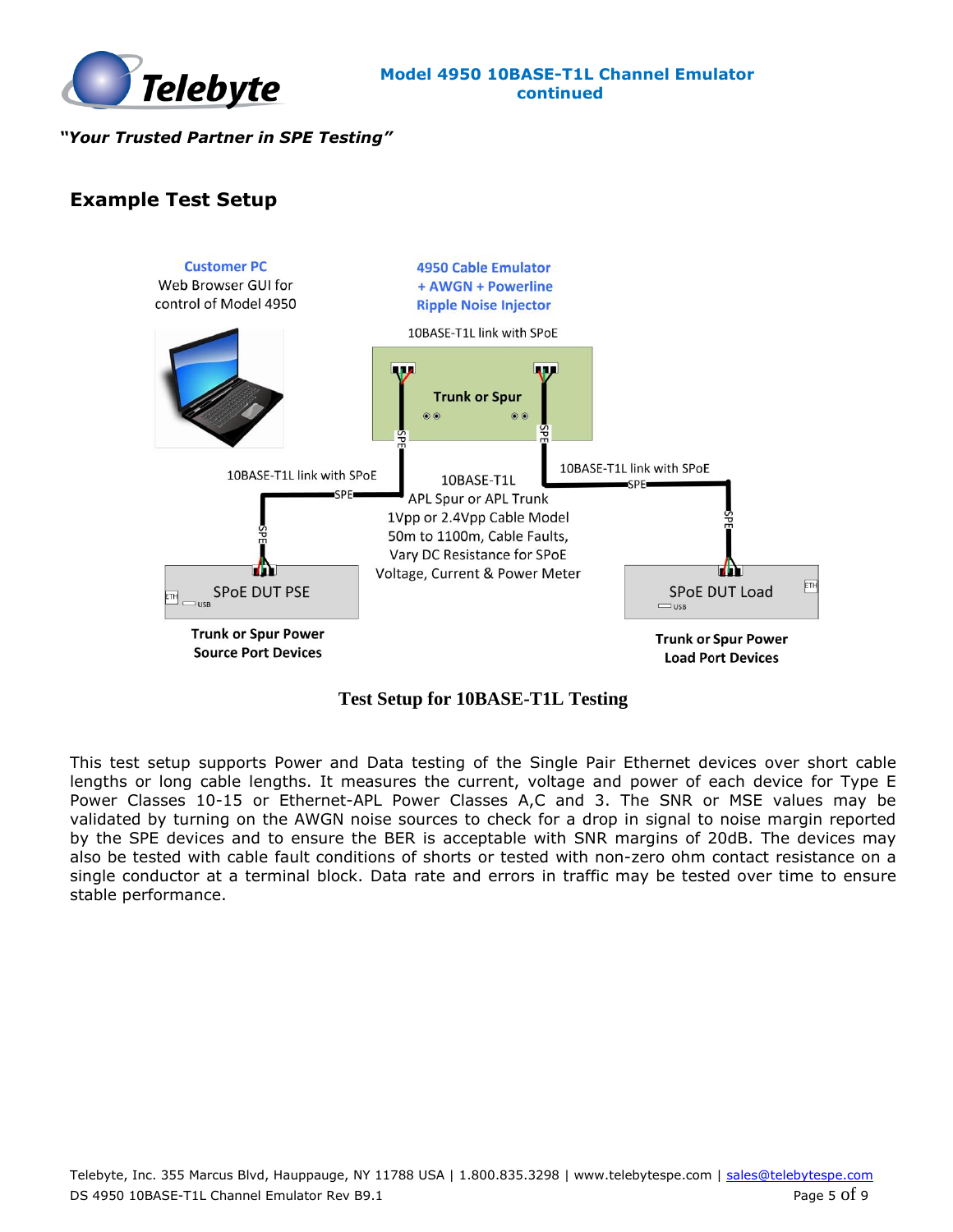*"Your Trusted Partner in SPE Testing"*

## Example Test Setup

Customer PC
Web Browser GUI for control of Model 4950

4950 Cable Emulator + AWGN + Powerline Ripple Noise Injector

10BASE-T1L link with SPoE

Trunk or Spur

10BASE-T1L link with SPoE

10BASE-T1L link with SPoE

10BASE-T1L
APL Spur or APL Trunk
1Vpp or 2.4Vpp Cable Model
50m to 1100m, Cable Faults,
Vary DC Resistance for SPoE
Voltage, Current & Power Meter

SPoE DUT PSE

SPoE DUT Load

Trunk or Spur Power Source Port Devices

Trunk or Spur Power Load Port Devices

**Test Setup for 10BASE-T1L Testing**

This test setup supports Power and Data testing of the Single Pair Ethernet devices over short cable lengths or long cable lengths. It measures the current, voltage and power of each device for Type E Power Classes 10-15 or Ethernet-APL Power Classes A,C and 3. The SNR or MSE values may be validated by turning on the AWGN noise sources to check for a drop in signal to noise margin reported by the SPE devices and to ensure the BER is acceptable with SNR margins of 20dB. The devices may also be tested with cable fault conditions of shorts or tested with non-zero ohm contact resistance on a single conductor at a terminal block. Data rate and errors in traffic may be tested over time to ensure stable performance.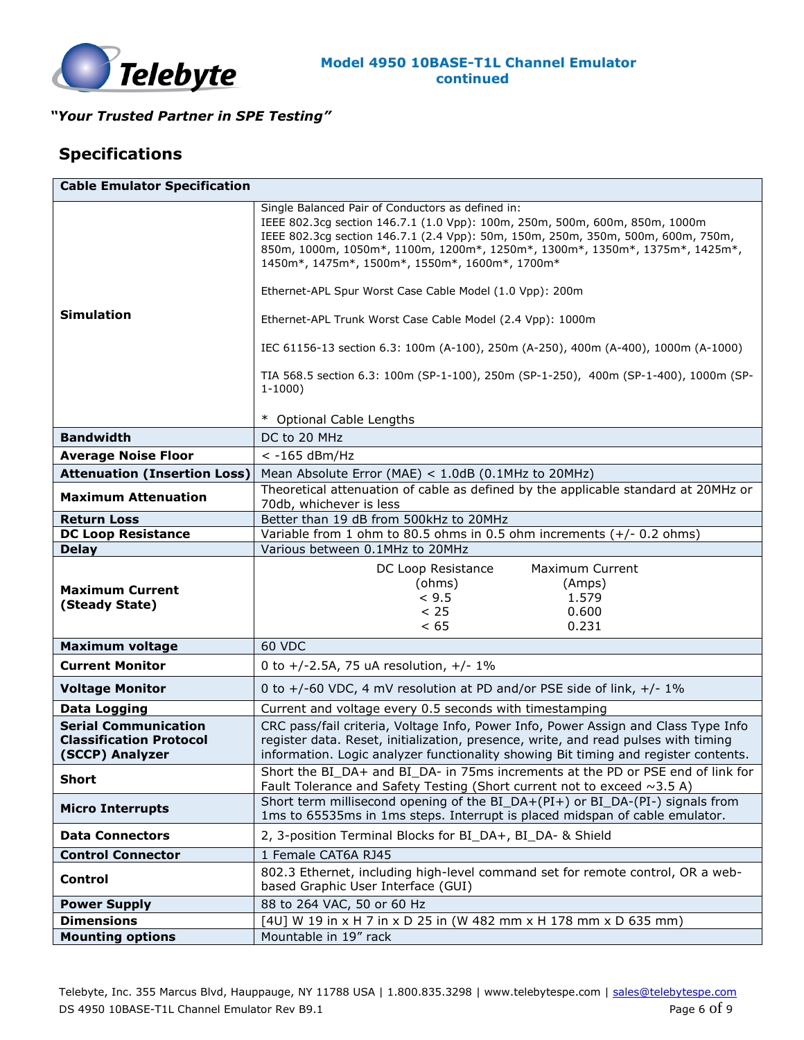*"Your Trusted Partner in SPE Testing"*

## Specifications

| Cable Emulator Specification | |
|---|---|
| **Simulation** | Single Balanced Pair of Conductors as defined in:<br>IEEE 802.3cg section 146.7.1 (1.0 Vpp): 100m, 250m, 500m, 600m, 850m, 1000m<br>IEEE 802.3cg section 146.7.1 (2.4 Vpp): 50m, 150m, 250m, 350m, 500m, 600m, 750m, 850m, 1000m, 1050m*, 1100m, 1200m*, 1250m*, 1300m*, 1350m*, 1375m*, 1425m*, 1450m*, 1475m*, 1500m*, 1550m*, 1600m*, 1700m*<br><br>Ethernet-APL Spur Worst Case Cable Model (1.0 Vpp): 200m<br><br>Ethernet-APL Trunk Worst Case Cable Model (2.4 Vpp): 1000m<br><br>IEC 61156-13 section 6.3: 100m (A-100), 250m (A-250), 400m (A-400), 1000m (A-1000)<br><br>TIA 568.5 section 6.3: 100m (SP-1-100), 250m (SP-1-250), 400m (SP-1-400), 1000m (SP-1-1000)<br><br>* Optional Cable Lengths |
| **Bandwidth** | DC to 20 MHz |
| **Average Noise Floor** | < -165 dBm/Hz |
| **Attenuation (Insertion Loss)** | Mean Absolute Error (MAE) < 1.0dB (0.1MHz to 20MHz) |
| **Maximum Attenuation** | Theoretical attenuation of cable as defined by the applicable standard at 20MHz or 70db, whichever is less |
| **Return Loss** | Better than 19 dB from 500kHz to 20MHz |
| **DC Loop Resistance** | Variable from 1 ohm to 80.5 ohms in 0.5 ohm increments (+/- 0.2 ohms) |
| **Delay** | Various between 0.1MHz to 20MHz |
| **Maximum Current (Steady State)** | DC Loop Resistance (ohms) / Maximum Current (Amps):<br>< 9.5 — 1.579<br>< 25 — 0.600<br>< 65 — 0.231 |
| **Maximum voltage** | 60 VDC |
| **Current Monitor** | 0 to +/-2.5A, 75 uA resolution, +/- 1% |
| **Voltage Monitor** | 0 to +/-60 VDC, 4 mV resolution at PD and/or PSE side of link, +/- 1% |
| **Data Logging** | Current and voltage every 0.5 seconds with timestamping |
| **Serial Communication Classification Protocol (SCCP) Analyzer** | CRC pass/fail criteria, Voltage Info, Power Info, Power Assign and Class Type Info register data. Reset, initialization, presence, write, and read pulses with timing information. Logic analyzer functionality showing Bit timing and register contents. |
| **Short** | Short the BI_DA+ and BI_DA- in 75ms increments at the PD or PSE end of link for Fault Tolerance and Safety Testing (Short current not to exceed ~3.5 A) |
| **Micro Interrupts** | Short term millisecond opening of the BI_DA+(PI+) or BI_DA-(PI-) signals from 1ms to 65535ms in 1ms steps. Interrupt is placed midspan of cable emulator. |
| **Data Connectors** | 2, 3-position Terminal Blocks for BI_DA+, BI_DA- & Shield |
| **Control Connector** | 1 Female CAT6A RJ45 |
| **Control** | 802.3 Ethernet, including high-level command set for remote control, OR a web-based Graphic User Interface (GUI) |
| **Power Supply** | 88 to 264 VAC, 50 or 60 Hz |
| **Dimensions** | [4U] W 19 in x H 7 in x D 25 in (W 482 mm x H 178 mm x D 635 mm) |
| **Mounting options** | Mountable in 19" rack |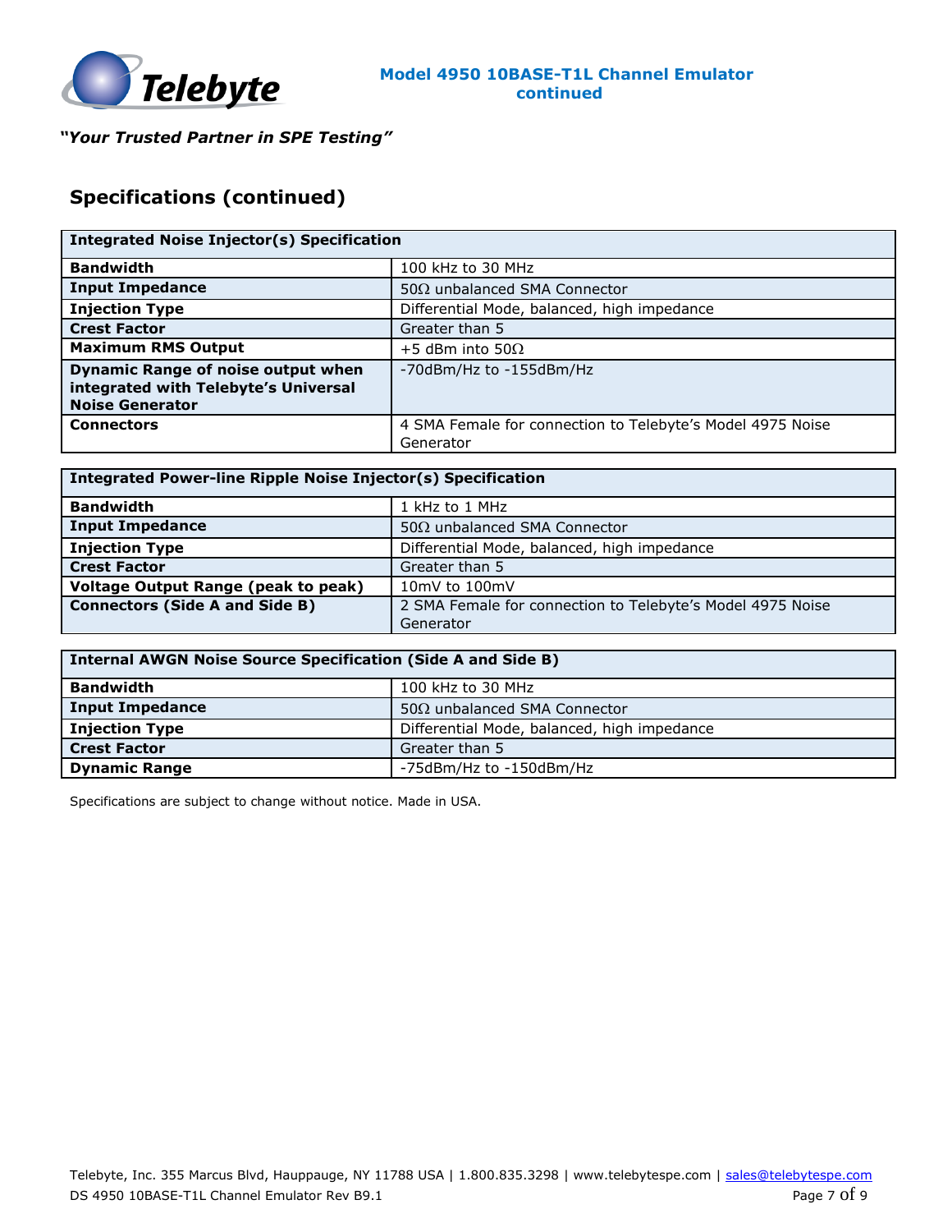## Specifications (continued)

| Integrated Noise Injector(s) Specification | |
|---|---|
| **Bandwidth** | 100 kHz to 30 MHz |
| **Input Impedance** | 50Ω unbalanced SMA Connector |
| **Injection Type** | Differential Mode, balanced, high impedance |
| **Crest Factor** | Greater than 5 |
| **Maximum RMS Output** | +5 dBm into 50Ω |
| **Dynamic Range of noise output when integrated with Telebyte's Universal Noise Generator** | -70dBm/Hz to -155dBm/Hz |
| **Connectors** | 4 SMA Female for connection to Telebyte's Model 4975 Noise Generator |

| Integrated Power-line Ripple Noise Injector(s) Specification | |
|---|---|
| **Bandwidth** | 1 kHz to 1 MHz |
| **Input Impedance** | 50Ω unbalanced SMA Connector |
| **Injection Type** | Differential Mode, balanced, high impedance |
| **Crest Factor** | Greater than 5 |
| **Voltage Output Range (peak to peak)** | 10mV to 100mV |
| **Connectors (Side A and Side B)** | 2 SMA Female for connection to Telebyte's Model 4975 Noise Generator |

| Internal AWGN Noise Source Specification (Side A and Side B) | |
|---|---|
| **Bandwidth** | 100 kHz to 30 MHz |
| **Input Impedance** | 50Ω unbalanced SMA Connector |
| **Injection Type** | Differential Mode, balanced, high impedance |
| **Crest Factor** | Greater than 5 |
| **Dynamic Range** | -75dBm/Hz to -150dBm/Hz |

Specifications are subject to change without notice. Made in USA.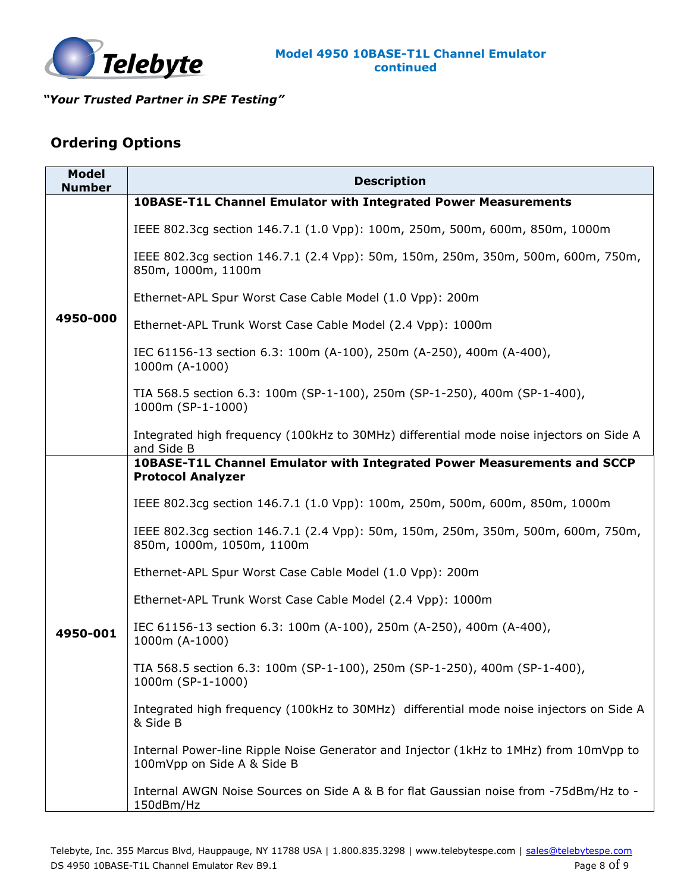## Ordering Options

| Model Number | Description |
|---|---|
| **4950-000** | **10BASE-T1L Channel Emulator with Integrated Power Measurements**<br><br>IEEE 802.3cg section 146.7.1 (1.0 Vpp): 100m, 250m, 500m, 600m, 850m, 1000m<br><br>IEEE 802.3cg section 146.7.1 (2.4 Vpp): 50m, 150m, 250m, 350m, 500m, 600m, 750m, 850m, 1000m, 1100m<br><br>Ethernet-APL Spur Worst Case Cable Model (1.0 Vpp): 200m<br><br>Ethernet-APL Trunk Worst Case Cable Model (2.4 Vpp): 1000m<br><br>IEC 61156-13 section 6.3: 100m (A-100), 250m (A-250), 400m (A-400), 1000m (A-1000)<br><br>TIA 568.5 section 6.3: 100m (SP-1-100), 250m (SP-1-250), 400m (SP-1-400), 1000m (SP-1-1000)<br><br>Integrated high frequency (100kHz to 30MHz) differential mode noise injectors on Side A and Side B |
| **4950-001** | **10BASE-T1L Channel Emulator with Integrated Power Measurements and SCCP Protocol Analyzer**<br><br>IEEE 802.3cg section 146.7.1 (1.0 Vpp): 100m, 250m, 500m, 600m, 850m, 1000m<br><br>IEEE 802.3cg section 146.7.1 (2.4 Vpp): 50m, 150m, 250m, 350m, 500m, 600m, 750m, 850m, 1000m, 1050m, 1100m<br><br>Ethernet-APL Spur Worst Case Cable Model (1.0 Vpp): 200m<br><br>Ethernet-APL Trunk Worst Case Cable Model (2.4 Vpp): 1000m<br><br>IEC 61156-13 section 6.3: 100m (A-100), 250m (A-250), 400m (A-400), 1000m (A-1000)<br><br>TIA 568.5 section 6.3: 100m (SP-1-100), 250m (SP-1-250), 400m (SP-1-400), 1000m (SP-1-1000)<br><br>Integrated high frequency (100kHz to 30MHz) differential mode noise injectors on Side A & Side B<br><br>Internal Power-line Ripple Noise Generator and Injector (1kHz to 1MHz) from 10mVpp to 100mVpp on Side A & Side B<br><br>Internal AWGN Noise Sources on Side A & B for flat Gaussian noise from -75dBm/Hz to -150dBm/Hz |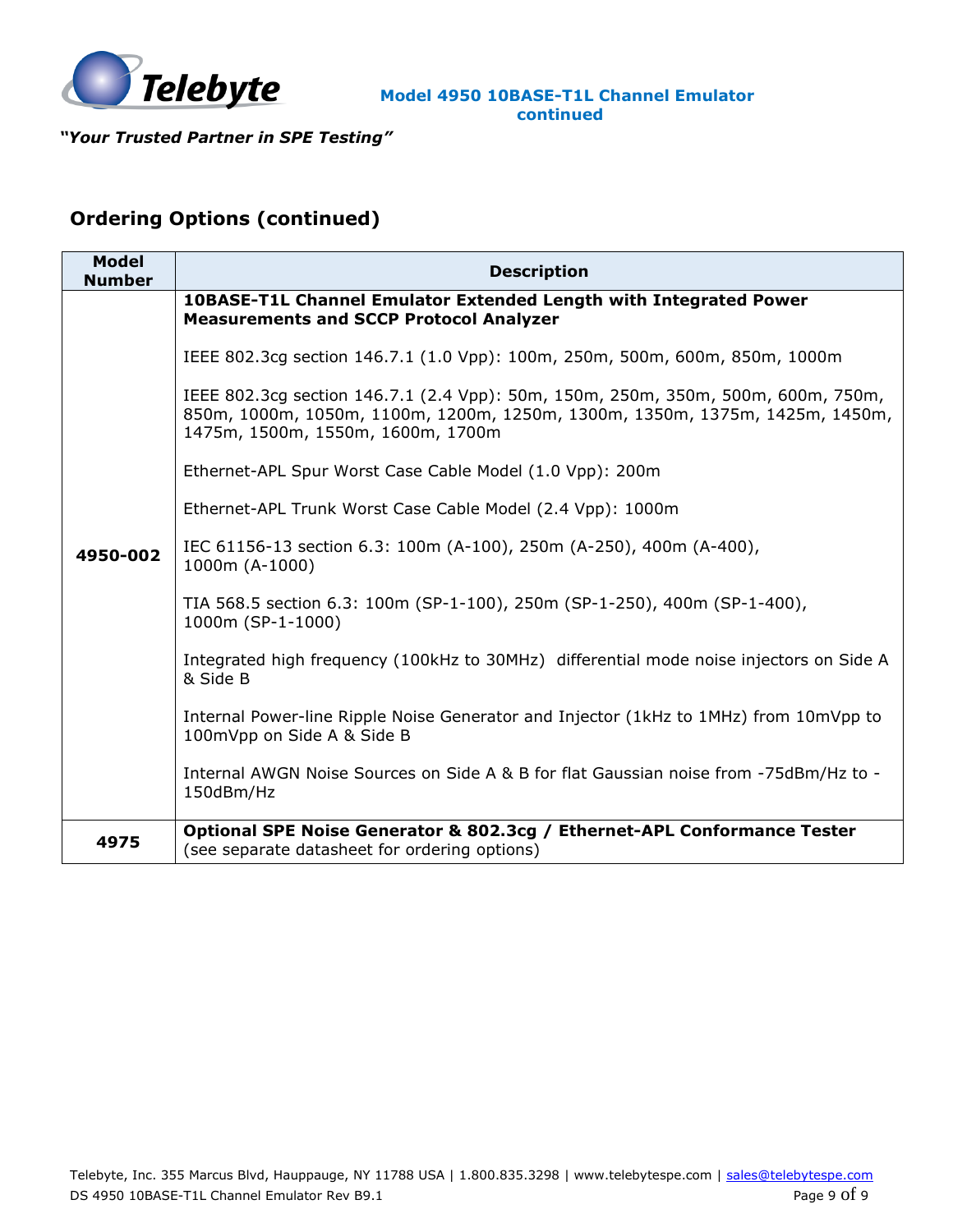## Ordering Options (continued)

| Model Number | Description |
|---|---|
| 4950-002 | **10BASE-T1L Channel Emulator Extended Length with Integrated Power Measurements and SCCP Protocol Analyzer**<br><br>IEEE 802.3cg section 146.7.1 (1.0 Vpp): 100m, 250m, 500m, 600m, 850m, 1000m<br><br>IEEE 802.3cg section 146.7.1 (2.4 Vpp): 50m, 150m, 250m, 350m, 500m, 600m, 750m, 850m, 1000m, 1050m, 1100m, 1200m, 1250m, 1300m, 1350m, 1375m, 1425m, 1450m, 1475m, 1500m, 1550m, 1600m, 1700m<br><br>Ethernet-APL Spur Worst Case Cable Model (1.0 Vpp): 200m<br><br>Ethernet-APL Trunk Worst Case Cable Model (2.4 Vpp): 1000m<br><br>IEC 61156-13 section 6.3: 100m (A-100), 250m (A-250), 400m (A-400), 1000m (A-1000)<br><br>TIA 568.5 section 6.3: 100m (SP-1-100), 250m (SP-1-250), 400m (SP-1-400), 1000m (SP-1-1000)<br><br>Integrated high frequency (100kHz to 30MHz) differential mode noise injectors on Side A & Side B<br><br>Internal Power-line Ripple Noise Generator and Injector (1kHz to 1MHz) from 10mVpp to 100mVpp on Side A & Side B<br><br>Internal AWGN Noise Sources on Side A & B for flat Gaussian noise from -75dBm/Hz to -150dBm/Hz |
| 4975 | **Optional SPE Noise Generator & 802.3cg / Ethernet-APL Conformance Tester**<br>(see separate datasheet for ordering options) |